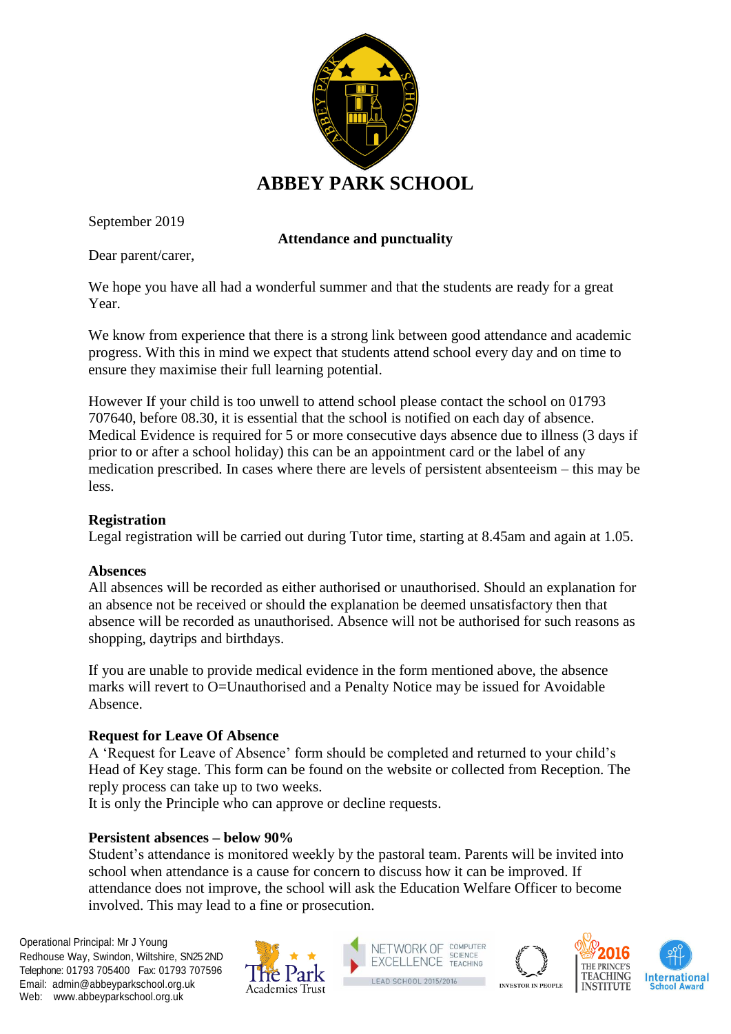# ABBEY PARK SCHOOL

September 2019

**Attendance and punctuality**

Dear parent/carer,

We hope you have all had a wonderful summer and that the students are ready for a great Year.

We know from experience that there is a strong link between good attendance and academic progress. With this in mind we expect that students attend school every day and on time to ensure they maximise their full learning potential.

However If your child is too unwell to attend school please contact the school on 01793 707640, before 08.30, it is essential that the school is notified on each day of absence. Medical Evidence is required for 5 or more consecutive days absence due to illness (3 days if prior to or after a school holiday) this can be an appointment card or the label of any medication prescribed. In cases where there are levels of persistent absenteeism – this may be less.

**Registration**
Legal registration will be carried out during Tutor time, starting at 8.45am and again at 1.05.

**Absences**
All absences will be recorded as either authorised or unauthorised. Should an explanation for an absence not be received or should the explanation be deemed unsatisfactory then that absence will be recorded as unauthorised. Absence will not be authorised for such reasons as shopping, daytrips and birthdays.

If you are unable to provide medical evidence in the form mentioned above, the absence marks will revert to O=Unauthorised and a Penalty Notice may be issued for Avoidable Absence.

**Request for Leave Of Absence**
A 'Request for Leave of Absence' form should be completed and returned to your child's Head of Key stage. This form can be found on the website or collected from Reception. The reply process can take up to two weeks.
It is only the Principle who can approve or decline requests.

**Persistent absences – below 90%**
Student's attendance is monitored weekly by the pastoral team. Parents will be invited into school when attendance is a cause for concern to discuss how it can be improved. If attendance does not improve, the school will ask the Education Welfare Officer to become involved. This may lead to a fine or prosecution.

Operational Principal: Mr J Young
Redhouse Way, Swindon, Wiltshire, SN25 2ND
Telephone: 01793 705400 Fax: 01793 707596
Email: admin@abbeyparkschool.org.uk
Web: www.abbeyparkschool.org.uk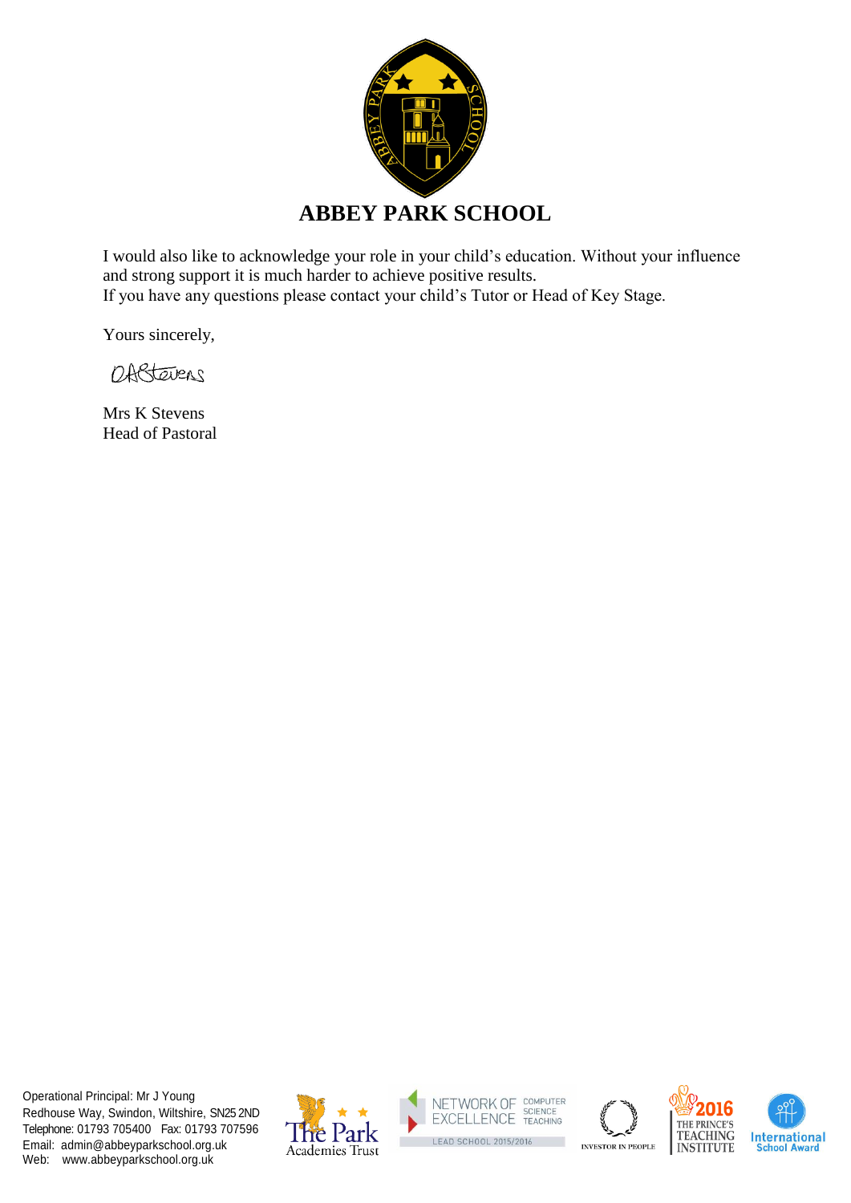# ABBEY PARK SCHOOL

I would also like to acknowledge your role in your child's education. Without your influence and strong support it is much harder to achieve positive results.
If you have any questions please contact your child's Tutor or Head of Key Stage.

Yours sincerely,

Mrs K Stevens
Head of Pastoral

Operational Principal: Mr J Young
Redhouse Way, Swindon, Wiltshire, SN25 2ND
Telephone: 01793 705400 Fax: 01793 707596
Email: admin@abbeyparkschool.org.uk
Web: www.abbeyparkschool.org.uk